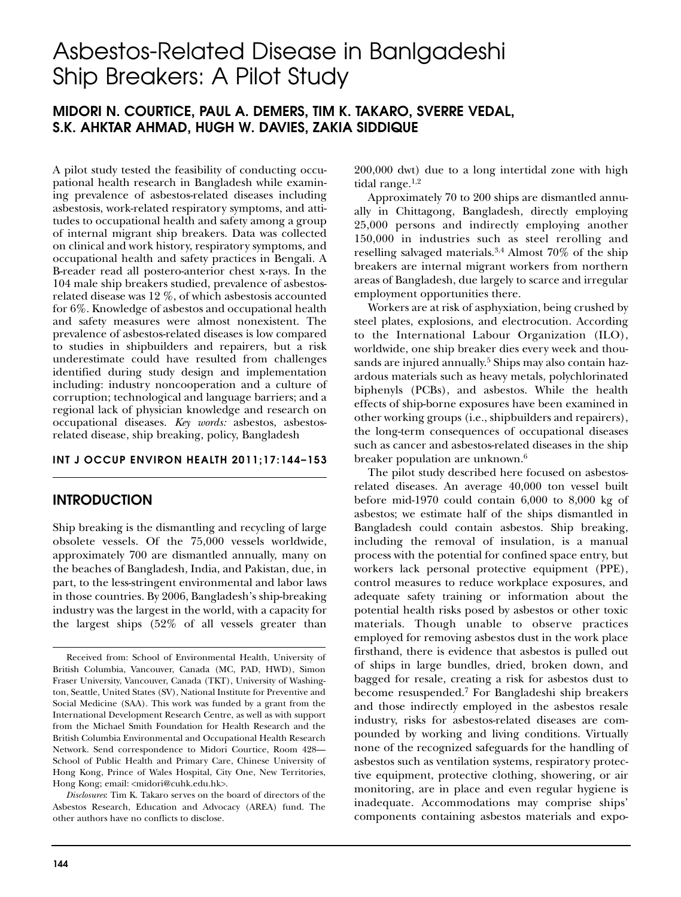# Asbestos-Related Disease in Banlgadeshi Ship Breakers: A Pilot Study

## MIDORI N. COURTICE, PAUL A. DEMERS, TIM K. TAKARO, SVERRE VEDAL, S.K. AHKTAR AHMAD, HUGH W. DAVIES, ZAKIA SIDDIQUE

A pilot study tested the feasibility of conducting occupational health research in Bangladesh while examining prevalence of asbestos-related diseases including asbestosis, work-related respiratory symptoms, and attitudes to occupational health and safety among a group of internal migrant ship breakers. Data was collected on clinical and work history, respiratory symptoms, and occupational health and safety practices in Bengali. A B-reader read all postero-anterior chest x-rays. In the 104 male ship breakers studied, prevalence of asbestos-related disease was 12 %, of which asbestosis accounted for 6%. Knowledge of asbestos and occupational health and safety measures were almost nonexistent. The prevalence of asbestos-related diseases is low compared to studies in shipbuilders and repairers, but a risk underestimate could have resulted from challenges identified during study design and implementation including: industry noncooperation and a culture of corruption; technological and language barriers; and a regional lack of physician knowledge and research on occupational diseases. *Key words:* asbestos, asbestos-related disease, ship breaking, policy, Bangladesh

**INT J OCCUP ENVIRON HEALTH 2011;17:144–153**

## INTRODUCTION

Ship breaking is the dismantling and recycling of large obsolete vessels. Of the 75,000 vessels worldwide, approximately 700 are dismantled annually, many on the beaches of Bangladesh, India, and Pakistan, due, in part, to the less-stringent environmental and labor laws in those countries. By 2006, Bangladesh's ship-breaking industry was the largest in the world, with a capacity for the largest ships (52% of all vessels greater than 200,000 dwt) due to a long intertidal zone with high tidal range.[1,2]

Approximately 70 to 200 ships are dismantled annually in Chittagong, Bangladesh, directly employing 25,000 persons and indirectly employing another 150,000 in industries such as steel rerolling and reselling salvaged materials.[3,4] Almost 70% of the ship breakers are internal migrant workers from northern areas of Bangladesh, due largely to scarce and irregular employment opportunities there.

Workers are at risk of asphyxiation, being crushed by steel plates, explosions, and electrocution. According to the International Labour Organization (ILO), worldwide, one ship breaker dies every week and thousands are injured annually.[5] Ships may also contain hazardous materials such as heavy metals, polychlorinated biphenyls (PCBs), and asbestos. While the health effects of ship-borne exposures have been examined in other working groups (i.e., shipbuilders and repairers), the long-term consequences of occupational diseases such as cancer and asbestos-related diseases in the ship breaker population are unknown.[6]

The pilot study described here focused on asbestos-related diseases. An average 40,000 ton vessel built before mid-1970 could contain 6,000 to 8,000 kg of asbestos; we estimate half of the ships dismantled in Bangladesh could contain asbestos. Ship breaking, including the removal of insulation, is a manual process with the potential for confined space entry, but workers lack personal protective equipment (PPE), control measures to reduce workplace exposures, and adequate safety training or information about the potential health risks posed by asbestos or other toxic materials. Though unable to observe practices employed for removing asbestos dust in the work place firsthand, there is evidence that asbestos is pulled out of ships in large bundles, dried, broken down, and bagged for resale, creating a risk for asbestos dust to become resuspended.[7] For Bangladeshi ship breakers and those indirectly employed in the asbestos resale industry, risks for asbestos-related diseases are compounded by working and living conditions. Virtually none of the recognized safeguards for the handling of asbestos such as ventilation systems, respiratory protective equipment, protective clothing, showering, or air monitoring, are in place and even regular hygiene is inadequate. Accommodations may comprise ships' components containing asbestos materials and expo-

---

Received from: School of Environmental Health, University of British Columbia, Vancouver, Canada (MC, PAD, HWD), Simon Fraser University, Vancouver, Canada (TKT), University of Washington, Seattle, United States (SV), National Institute for Preventive and Social Medicine (SAA). This work was funded by a grant from the International Development Research Centre, as well as with support from the Michael Smith Foundation for Health Research and the British Columbia Environmental and Occupational Health Research Network. Send correspondence to Midori Courtice, Room 428—School of Public Health and Primary Care, Chinese University of Hong Kong, Prince of Wales Hospital, City One, New Territories, Hong Kong; email: <midori@cuhk.edu.hk>.

*Disclosures*: Tim K. Takaro serves on the board of directors of the Asbestos Research, Education and Advocacy (AREA) fund. The other authors have no conflicts to disclose.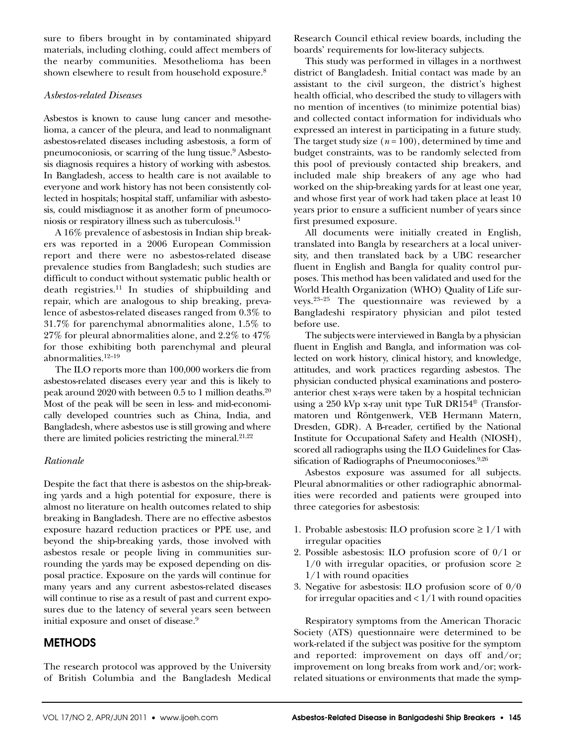sure to fibers brought in by contaminated shipyard materials, including clothing, could affect members of the nearby communities. Mesothelioma has been shown elsewhere to result from household exposure.[8]

### *Asbestos-related Diseases*

Asbestos is known to cause lung cancer and mesothelioma, a cancer of the pleura, and lead to nonmalignant asbestos-related diseases including asbestosis, a form of pneumoconiosis, or scarring of the lung tissue.[9] Asbestosis diagnosis requires a history of working with asbestos. In Bangladesh, access to health care is not available to everyone and work history has not been consistently collected in hospitals; hospital staff, unfamiliar with asbestosis, could misdiagnose it as another form of pneumoconiosis or respiratory illness such as tuberculosis.[11]

A 16% prevalence of asbestosis in Indian ship breakers was reported in a 2006 European Commission report and there were no asbestos-related disease prevalence studies from Bangladesh; such studies are difficult to conduct without systematic public health or death registries.[11] In studies of shipbuilding and repair, which are analogous to ship breaking, prevalence of asbestos-related diseases ranged from 0.3% to 31.7% for parenchymal abnormalities alone, 1.5% to 27% for pleural abnormalities alone, and 2.2% to 47% for those exhibiting both parenchymal and pleural abnormalities.[12–19]

The ILO reports more than 100,000 workers die from asbestos-related diseases every year and this is likely to peak around 2020 with between 0.5 to 1 million deaths.[20] Most of the peak will be seen in less- and mid-economically developed countries such as China, India, and Bangladesh, where asbestos use is still growing and where there are limited policies restricting the mineral.[21,22]

### *Rationale*

Despite the fact that there is asbestos on the ship-breaking yards and a high potential for exposure, there is almost no literature on health outcomes related to ship breaking in Bangladesh. There are no effective asbestos exposure hazard reduction practices or PPE use, and beyond the ship-breaking yards, those involved with asbestos resale or people living in communities surrounding the yards may be exposed depending on disposal practice. Exposure on the yards will continue for many years and any current asbestos-related diseases will continue to rise as a result of past and current exposures due to the latency of several years seen between initial exposure and onset of disease.[9]

## METHODS

The research protocol was approved by the University of British Columbia and the Bangladesh Medical Research Council ethical review boards, including the boards' requirements for low-literacy subjects.

This study was performed in villages in a northwest district of Bangladesh. Initial contact was made by an assistant to the civil surgeon, the district's highest health official, who described the study to villagers with no mention of incentives (to minimize potential bias) and collected contact information for individuals who expressed an interest in participating in a future study. The target study size ($n = 100$), determined by time and budget constraints, was to be randomly selected from this pool of previously contacted ship breakers, and included male ship breakers of any age who had worked on the ship-breaking yards for at least one year, and whose first year of work had taken place at least 10 years prior to ensure a sufficient number of years since first presumed exposure.

All documents were initially created in English, translated into Bangla by researchers at a local university, and then translated back by a UBC researcher fluent in English and Bangla for quality control purposes. This method has been validated and used for the World Health Organization (WHO) Quality of Life surveys.[23–25] The questionnaire was reviewed by a Bangladeshi respiratory physician and pilot tested before use.

The subjects were interviewed in Bangla by a physician fluent in English and Bangla, and information was collected on work history, clinical history, and knowledge, attitudes, and work practices regarding asbestos. The physician conducted physical examinations and posteroanterior chest x-rays were taken by a hospital technician using a 250 kVp x-ray unit type TuR DR154® (Transformatoren und Röntgenwerk, VEB Hermann Matern, Dresden, GDR). A B-reader, certified by the National Institute for Occupational Safety and Health (NIOSH), scored all radiographs using the ILO Guidelines for Classification of Radiographs of Pneumoconioses.[9,26]

Asbestos exposure was assumed for all subjects. Pleural abnormalities or other radiographic abnormalities were recorded and patients were grouped into three categories for asbestosis:

1. Probable asbestosis: ILO profusion score $\geq 1/1$ with irregular opacities
2. Possible asbestosis: ILO profusion score of 0/1 or 1/0 with irregular opacities, or profusion score $\geq 1/1$ with round opacities
3. Negative for asbestosis: ILO profusion score of 0/0 for irregular opacities and $< 1/1$ with round opacities

Respiratory symptoms from the American Thoracic Society (ATS) questionnaire were determined to be work-related if the subject was positive for the symptom and reported: improvement on days off and/or; improvement on long breaks from work and/or; work-related situations or environments that made the symp-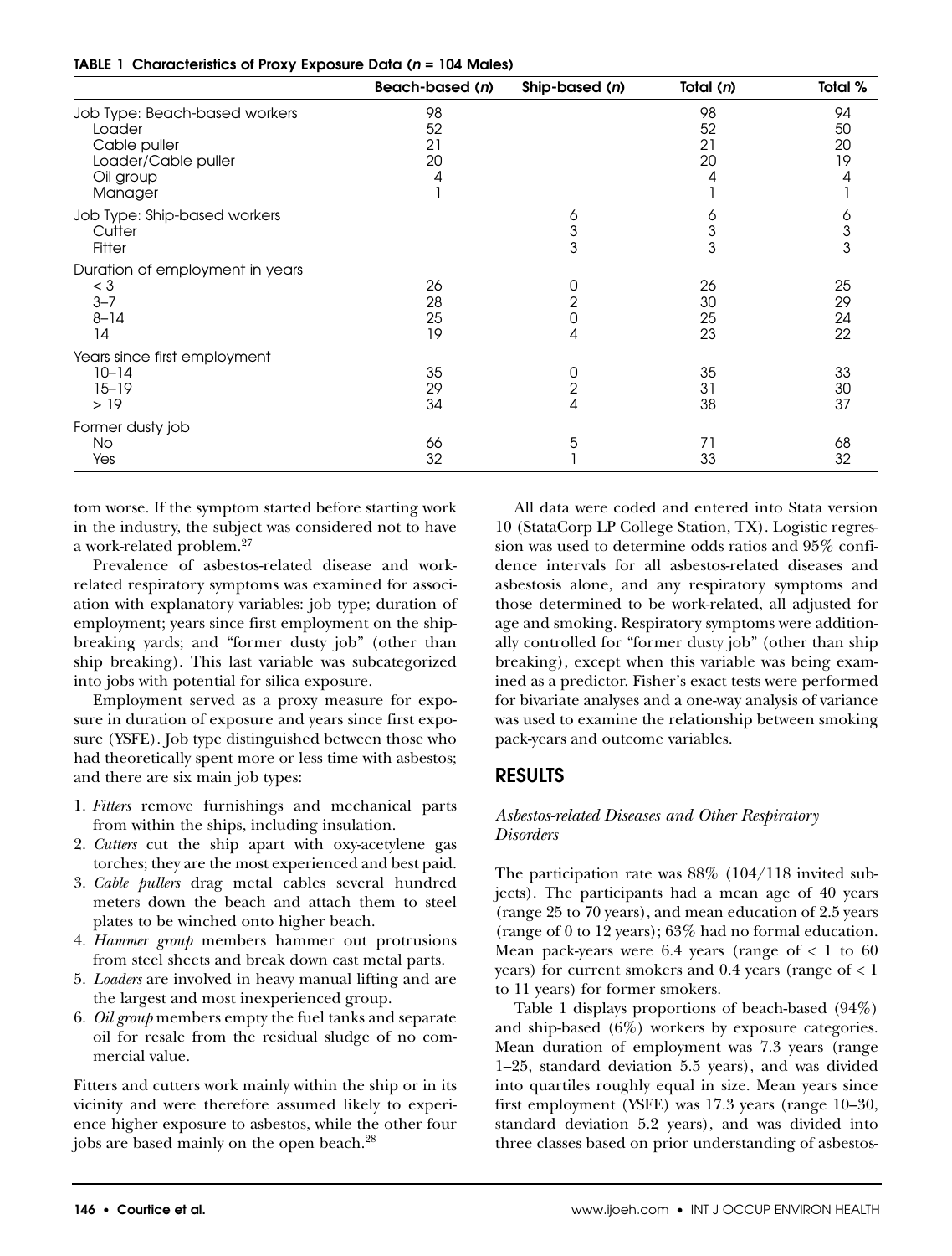**TABLE 1 Characteristics of Proxy Exposure Data (*n* = 104 Males)**

| | Beach-based (*n*) | Ship-based (*n*) | Total (*n*) | Total % |
|---|---|---|---|---|
| Job Type: Beach-based workers | 98 | | 98 | 94 |
| Loader | 52 | | 52 | 50 |
| Cable puller | 21 | | 21 | 20 |
| Loader/Cable puller | 20 | | 20 | 19 |
| Oil group | 4 | | 4 | 4 |
| Manager | 1 | | 1 | 1 |
| Job Type: Ship-based workers | | 6 | 6 | 6 |
| Cutter | | 3 | 3 | 3 |
| Fitter | | 3 | 3 | 3 |
| Duration of employment in years | | | | |
| < 3 | 26 | 0 | 26 | 25 |
| 3–7 | 28 | 2 | 30 | 29 |
| 8–14 | 25 | 0 | 25 | 24 |
| 14 | 19 | 4 | 23 | 22 |
| Years since first employment | | | | |
| 10–14 | 35 | 0 | 35 | 33 |
| 15–19 | 29 | 2 | 31 | 30 |
| > 19 | 34 | 4 | 38 | 37 |
| Former dusty job | | | | |
| No | 66 | 5 | 71 | 68 |
| Yes | 32 | 1 | 33 | 32 |

tom worse. If the symptom started before starting work in the industry, the subject was considered not to have a work-related problem.[27]

Prevalence of asbestos-related disease and work-related respiratory symptoms was examined for association with explanatory variables: job type; duration of employment; years since first employment on the ship-breaking yards; and "former dusty job" (other than ship breaking). This last variable was subcategorized into jobs with potential for silica exposure.

Employment served as a proxy measure for exposure in duration of exposure and years since first exposure (YSFE). Job type distinguished between those who had theoretically spent more or less time with asbestos; and there are six main job types:

1. *Fitters* remove furnishings and mechanical parts from within the ships, including insulation.
2. *Cutters* cut the ship apart with oxy-acetylene gas torches; they are the most experienced and best paid.
3. *Cable pullers* drag metal cables several hundred meters down the beach and attach them to steel plates to be winched onto higher beach.
4. *Hammer group* members hammer out protrusions from steel sheets and break down cast metal parts.
5. *Loaders* are involved in heavy manual lifting and are the largest and most inexperienced group.
6. *Oil group* members empty the fuel tanks and separate oil for resale from the residual sludge of no commercial value.

Fitters and cutters work mainly within the ship or in its vicinity and were therefore assumed likely to experience higher exposure to asbestos, while the other four jobs are based mainly on the open beach.[28]

All data were coded and entered into Stata version 10 (StataCorp LP College Station, TX). Logistic regression was used to determine odds ratios and 95% confidence intervals for all asbestos-related diseases and asbestosis alone, and any respiratory symptoms and those determined to be work-related, all adjusted for age and smoking. Respiratory symptoms were additionally controlled for "former dusty job" (other than ship breaking), except when this variable was being examined as a predictor. Fisher's exact tests were performed for bivariate analyses and a one-way analysis of variance was used to examine the relationship between smoking pack-years and outcome variables.

## RESULTS

### *Asbestos-related Diseases and Other Respiratory Disorders*

The participation rate was 88% (104/118 invited subjects). The participants had a mean age of 40 years (range 25 to 70 years), and mean education of 2.5 years (range of 0 to 12 years); 63% had no formal education. Mean pack-years were 6.4 years (range of < 1 to 60 years) for current smokers and 0.4 years (range of < 1 to 11 years) for former smokers.

Table 1 displays proportions of beach-based (94%) and ship-based (6%) workers by exposure categories. Mean duration of employment was 7.3 years (range 1–25, standard deviation 5.5 years), and was divided into quartiles roughly equal in size. Mean years since first employment (YSFE) was 17.3 years (range 10–30, standard deviation 5.2 years), and was divided into three classes based on prior understanding of asbestos-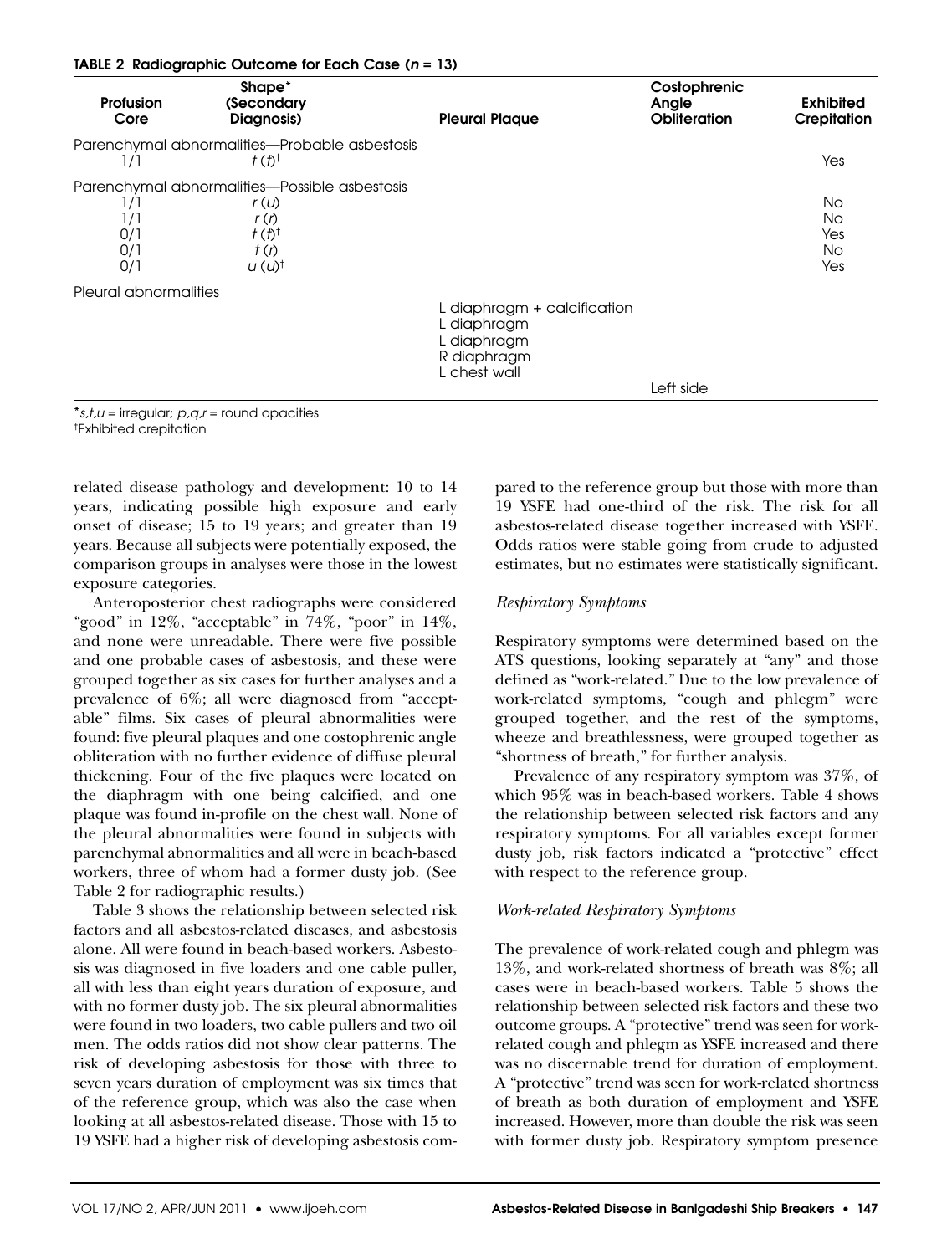**TABLE 2 Radiographic Outcome for Each Case ($n$ = 13)**

| Profusion Core | Shape* (Secondary Diagnosis) | Pleural Plaque | Costophrenic Angle Obliteration | Exhibited Crepitation |
|---|---|---|---|---|
| Parenchymal abnormalities—Probable asbestosis | | | | |
| 1/1 | *t* (*t*)† | | | Yes |
| Parenchymal abnormalities—Possible asbestosis | | | | |
| 1/1 | *r* (*u*) | | | No |
| 1/1 | *r* (*r*) | | | No |
| 0/1 | *t* (*t*)† | | | Yes |
| 0/1 | *t* (*r*) | | | No |
| 0/1 | *u* (*u*)† | | | Yes |
| Pleural abnormalities | | | | |
| | | L diaphragm + calcification | | |
| | | L diaphragm | | |
| | | L diaphragm | | |
| | | R diaphragm | | |
| | | L chest wall | | |
| | | | Left side | |

*$s,t,u$ = irregular; $p,q,r$ = round opacities
†Exhibited crepitation

related disease pathology and development: 10 to 14 years, indicating possible high exposure and early onset of disease; 15 to 19 years; and greater than 19 years. Because all subjects were potentially exposed, the comparison groups in analyses were those in the lowest exposure categories.

Anteroposterior chest radiographs were considered "good" in 12%, "acceptable" in 74%, "poor" in 14%, and none were unreadable. There were five possible and one probable cases of asbestosis, and these were grouped together as six cases for further analyses and a prevalence of 6%; all were diagnosed from "acceptable" films. Six cases of pleural abnormalities were found: five pleural plaques and one costophrenic angle obliteration with no further evidence of diffuse pleural thickening. Four of the five plaques were located on the diaphragm with one being calcified, and one plaque was found in-profile on the chest wall. None of the pleural abnormalities were found in subjects with parenchymal abnormalities and all were in beach-based workers, three of whom had a former dusty job. (See Table 2 for radiographic results.)

Table 3 shows the relationship between selected risk factors and all asbestos-related diseases, and asbestosis alone. All were found in beach-based workers. Asbestosis was diagnosed in five loaders and one cable puller, all with less than eight years duration of exposure, and with no former dusty job. The six pleural abnormalities were found in two loaders, two cable pullers and two oil men. The odds ratios did not show clear patterns. The risk of developing asbestosis for those with three to seven years duration of employment was six times that of the reference group, which was also the case when looking at all asbestos-related disease. Those with 15 to 19 YSFE had a higher risk of developing asbestosis compared to the reference group but those with more than 19 YSFE had one-third of the risk. The risk for all asbestos-related disease together increased with YSFE. Odds ratios were stable going from crude to adjusted estimates, but no estimates were statistically significant.

### *Respiratory Symptoms*

Respiratory symptoms were determined based on the ATS questions, looking separately at "any" and those defined as "work-related." Due to the low prevalence of work-related symptoms, "cough and phlegm" were grouped together, and the rest of the symptoms, wheeze and breathlessness, were grouped together as "shortness of breath," for further analysis.

Prevalence of any respiratory symptom was 37%, of which 95% was in beach-based workers. Table 4 shows the relationship between selected risk factors and any respiratory symptoms. For all variables except former dusty job, risk factors indicated a "protective" effect with respect to the reference group.

### *Work-related Respiratory Symptoms*

The prevalence of work-related cough and phlegm was 13%, and work-related shortness of breath was 8%; all cases were in beach-based workers. Table 5 shows the relationship between selected risk factors and these two outcome groups. A "protective" trend was seen for work-related cough and phlegm as YSFE increased and there was no discernable trend for duration of employment. A "protective" trend was seen for work-related shortness of breath as both duration of employment and YSFE increased. However, more than double the risk was seen with former dusty job. Respiratory symptom presence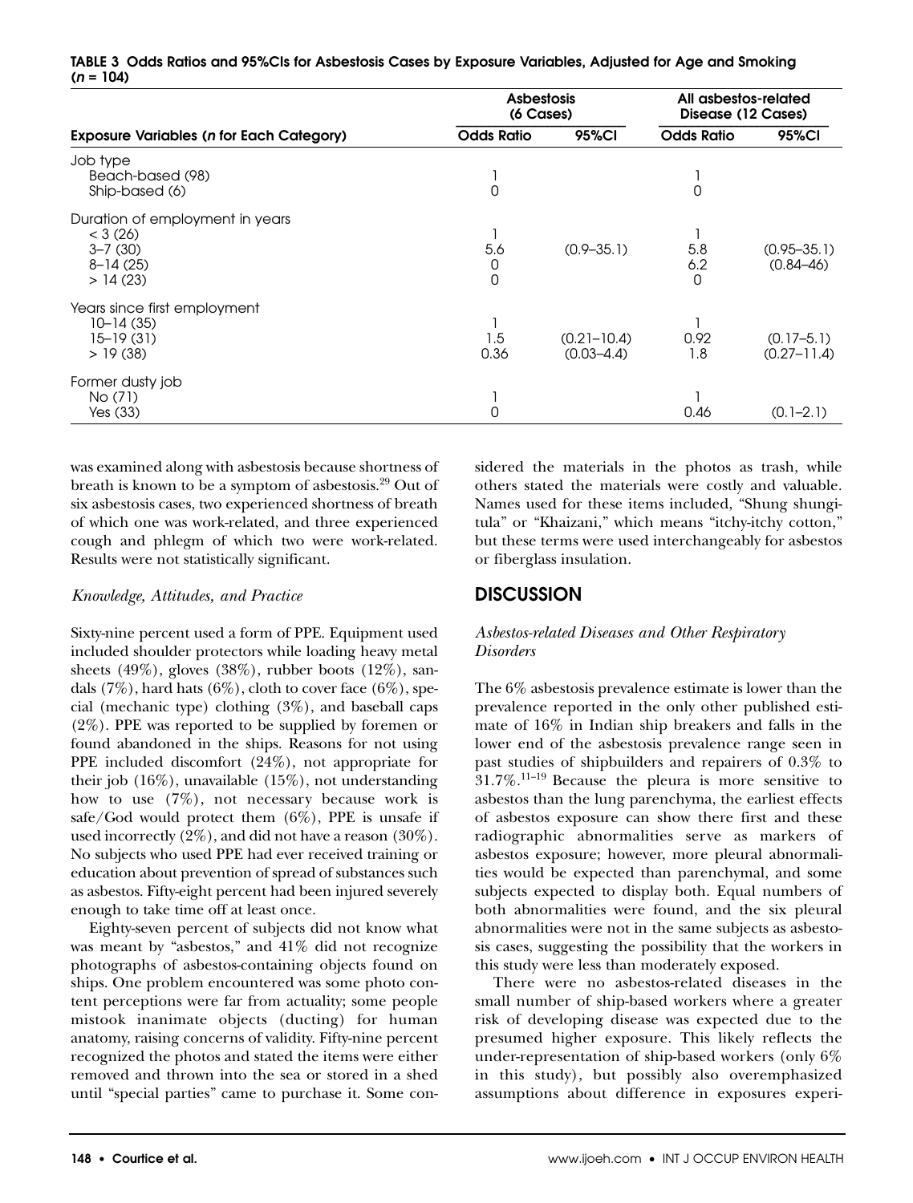**TABLE 3 Odds Ratios and 95%CIs for Asbestosis Cases by Exposure Variables, Adjusted for Age and Smoking ($n$ = 104)**

| Exposure Variables ($n$ for Each Category) | Asbestosis (6 Cases) | | All asbestos-related Disease (12 Cases) | |
|---|---|---|---|---|
| | Odds Ratio | 95%CI | Odds Ratio | 95%CI |
| Job type | | | | |
| Beach-based (98) | 1 | | 1 | |
| Ship-based (6) | 0 | | 0 | |
| Duration of employment in years | | | | |
| < 3 (26) | 1 | | 1 | |
| 3–7 (30) | 5.6 | (0.9–35.1) | 5.8 | (0.95–35.1) |
| 8–14 (25) | 0 | | 6.2 | (0.84–46) |
| > 14 (23) | 0 | | 0 | |
| Years since first employment | | | | |
| 10–14 (35) | 1 | | 1 | |
| 15–19 (31) | 1.5 | (0.21–10.4) | 0.92 | (0.17–5.1) |
| > 19 (38) | 0.36 | (0.03–4.4) | 1.8 | (0.27–11.4) |
| Former dusty job | | | | |
| No (71) | 1 | | 1 | |
| Yes (33) | 0 | | 0.46 | (0.1–2.1) |

was examined along with asbestosis because shortness of breath is known to be a symptom of asbestosis.[29] Out of six asbestosis cases, two experienced shortness of breath of which one was work-related, and three experienced cough and phlegm of which two were work-related. Results were not statistically significant.

### *Knowledge, Attitudes, and Practice*

Sixty-nine percent used a form of PPE. Equipment used included shoulder protectors while loading heavy metal sheets (49%), gloves (38%), rubber boots (12%), sandals (7%), hard hats (6%), cloth to cover face (6%), special (mechanic type) clothing (3%), and baseball caps (2%). PPE was reported to be supplied by foremen or found abandoned in the ships. Reasons for not using PPE included discomfort (24%), not appropriate for their job (16%), unavailable (15%), not understanding how to use (7%), not necessary because work is safe/God would protect them (6%), PPE is unsafe if used incorrectly (2%), and did not have a reason (30%). No subjects who used PPE had ever received training or education about prevention of spread of substances such as asbestos. Fifty-eight percent had been injured severely enough to take time off at least once.

Eighty-seven percent of subjects did not know what was meant by "asbestos," and 41% did not recognize photographs of asbestos-containing objects found on ships. One problem encountered was some photo content perceptions were far from actuality; some people mistook inanimate objects (ducting) for human anatomy, raising concerns of validity. Fifty-nine percent recognized the photos and stated the items were either removed and thrown into the sea or stored in a shed until "special parties" came to purchase it. Some considered the materials in the photos as trash, while others stated the materials were costly and valuable. Names used for these items included, "Shung shungitula" or "Khaizani," which means "itchy-itchy cotton," but these terms were used interchangeably for asbestos or fiberglass insulation.

## DISCUSSION

### *Asbestos-related Diseases and Other Respiratory Disorders*

The 6% asbestosis prevalence estimate is lower than the prevalence reported in the only other published estimate of 16% in Indian ship breakers and falls in the lower end of the asbestosis prevalence range seen in past studies of shipbuilders and repairers of 0.3% to 31.7%.[11–19] Because the pleura is more sensitive to asbestos than the lung parenchyma, the earliest effects of asbestos exposure can show there first and these radiographic abnormalities serve as markers of asbestos exposure; however, more pleural abnormalities would be expected than parenchymal, and some subjects expected to display both. Equal numbers of both abnormalities were found, and the six pleural abnormalities were not in the same subjects as asbestosis cases, suggesting the possibility that the workers in this study were less than moderately exposed.

There were no asbestos-related diseases in the small number of ship-based workers where a greater risk of developing disease was expected due to the presumed higher exposure. This likely reflects the under-representation of ship-based workers (only 6% in this study), but possibly also overemphasized assumptions about difference in exposures experi-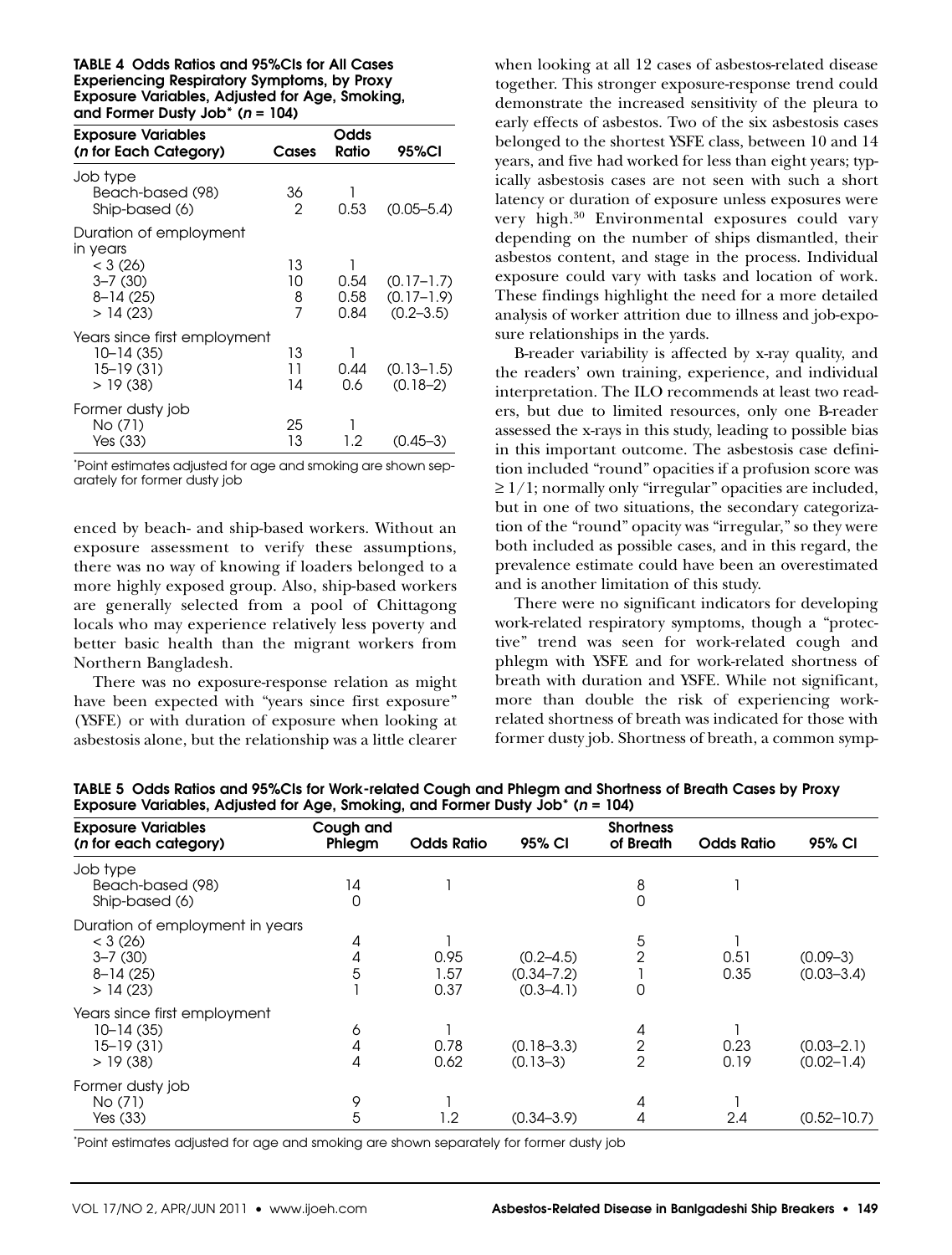**TABLE 4 Odds Ratios and 95%CIs for All Cases Experiencing Respiratory Symptoms, by Proxy Exposure Variables, Adjusted for Age, Smoking, and Former Dusty Job* (*n* = 104)**

| Exposure Variables (*n* for Each Category) | Cases | Odds Ratio | 95%CI |
|---|---|---|---|
| Job type | | | |
| Beach-based (98) | 36 | 1 | |
| Ship-based (6) | 2 | 0.53 | (0.05–5.4) |
| Duration of employment in years | | | |
| < 3 (26) | 13 | 1 | |
| 3–7 (30) | 10 | 0.54 | (0.17–1.7) |
| 8–14 (25) | 8 | 0.58 | (0.17–1.9) |
| > 14 (23) | 7 | 0.84 | (0.2–3.5) |
| Years since first employment | | | |
| 10–14 (35) | 13 | 1 | |
| 15–19 (31) | 11 | 0.44 | (0.13–1.5) |
| > 19 (38) | 14 | 0.6 | (0.18–2) |
| Former dusty job | | | |
| No (71) | 25 | 1 | |
| Yes (33) | 13 | 1.2 | (0.45–3) |

*Point estimates adjusted for age and smoking are shown separately for former dusty job

enced by beach- and ship-based workers. Without an exposure assessment to verify these assumptions, there was no way of knowing if loaders belonged to a more highly exposed group. Also, ship-based workers are generally selected from a pool of Chittagong locals who may experience relatively less poverty and better basic health than the migrant workers from Northern Bangladesh.

There was no exposure-response relation as might have been expected with "years since first exposure" (YSFE) or with duration of exposure when looking at asbestosis alone, but the relationship was a little clearer when looking at all 12 cases of asbestos-related disease together. This stronger exposure-response trend could demonstrate the increased sensitivity of the pleura to early effects of asbestos. Two of the six asbestosis cases belonged to the shortest YSFE class, between 10 and 14 years, and five had worked for less than eight years; typically asbestosis cases are not seen with such a short latency or duration of exposure unless exposures were very high.[30] Environmental exposures could vary depending on the number of ships dismantled, their asbestos content, and stage in the process. Individual exposure could vary with tasks and location of work. These findings highlight the need for a more detailed analysis of worker attrition due to illness and job-exposure relationships in the yards.

B-reader variability is affected by x-ray quality, and the readers' own training, experience, and individual interpretation. The ILO recommends at least two readers, but due to limited resources, only one B-reader assessed the x-rays in this study, leading to possible bias in this important outcome. The asbestosis case definition included "round" opacities if a profusion score was ≥ 1/1; normally only "irregular" opacities are included, but in one of two situations, the secondary categorization of the "round" opacity was "irregular," so they were both included as possible cases, and in this regard, the prevalence estimate could have been an overestimated and is another limitation of this study.

There were no significant indicators for developing work-related respiratory symptoms, though a "protective" trend was seen for work-related cough and phlegm with YSFE and for work-related shortness of breath with duration and YSFE. While not significant, more than double the risk of experiencing work-related shortness of breath was indicated for those with former dusty job. Shortness of breath, a common symp-

**TABLE 5 Odds Ratios and 95%CIs for Work-related Cough and Phlegm and Shortness of Breath Cases by Proxy Exposure Variables, Adjusted for Age, Smoking, and Former Dusty Job* (*n* = 104)**

| Exposure Variables (*n* for each category) | Cough and Phlegm | Odds Ratio | 95% CI | Shortness of Breath | Odds Ratio | 95% CI |
|---|---|---|---|---|---|---|
| Job type | | | | | | |
| Beach-based (98) | 14 | 1 | | 8 | 1 | |
| Ship-based (6) | 0 | | | 0 | | |
| Duration of employment in years | | | | | | |
| < 3 (26) | 4 | 1 | | 5 | 1 | |
| 3–7 (30) | 4 | 0.95 | (0.2–4.5) | 2 | 0.51 | (0.09–3) |
| 8–14 (25) | 5 | 1.57 | (0.34–7.2) | 1 | 0.35 | (0.03–3.4) |
| > 14 (23) | 1 | 0.37 | (0.3–4.1) | 0 | | |
| Years since first employment | | | | | | |
| 10–14 (35) | 6 | 1 | | 4 | 1 | |
| 15–19 (31) | 4 | 0.78 | (0.18–3.3) | 2 | 0.23 | (0.03–2.1) |
| > 19 (38) | 4 | 0.62 | (0.13–3) | 2 | 0.19 | (0.02–1.4) |
| Former dusty job | | | | | | |
| No (71) | 9 | 1 | | 4 | 1 | |
| Yes (33) | 5 | 1.2 | (0.34–3.9) | 4 | 2.4 | (0.52–10.7) |

*Point estimates adjusted for age and smoking are shown separately for former dusty job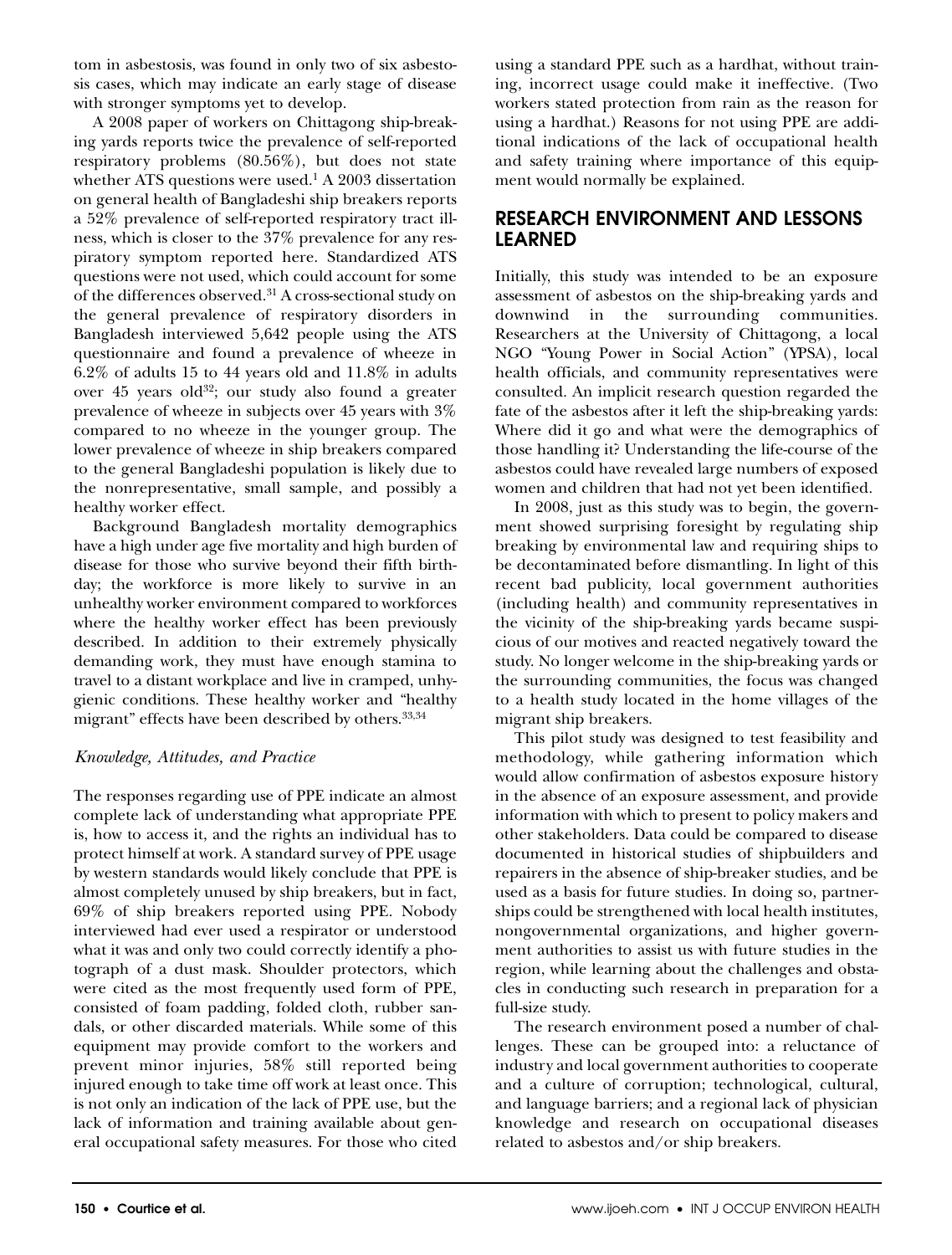tom in asbestosis, was found in only two of six asbestosis cases, which may indicate an early stage of disease with stronger symptoms yet to develop.

A 2008 paper of workers on Chittagong ship-breaking yards reports twice the prevalence of self-reported respiratory problems (80.56%), but does not state whether ATS questions were used.[1] A 2003 dissertation on general health of Bangladeshi ship breakers reports a 52% prevalence of self-reported respiratory tract illness, which is closer to the 37% prevalence for any respiratory symptom reported here. Standardized ATS questions were not used, which could account for some of the differences observed.[31] A cross-sectional study on the general prevalence of respiratory disorders in Bangladesh interviewed 5,642 people using the ATS questionnaire and found a prevalence of wheeze in 6.2% of adults 15 to 44 years old and 11.8% in adults over 45 years old[32]; our study also found a greater prevalence of wheeze in subjects over 45 years with 3% compared to no wheeze in the younger group. The lower prevalence of wheeze in ship breakers compared to the general Bangladeshi population is likely due to the nonrepresentative, small sample, and possibly a healthy worker effect.

Background Bangladesh mortality demographics have a high under age five mortality and high burden of disease for those who survive beyond their fifth birthday; the workforce is more likely to survive in an unhealthy worker environment compared to workforces where the healthy worker effect has been previously described. In addition to their extremely physically demanding work, they must have enough stamina to travel to a distant workplace and live in cramped, unhygienic conditions. These healthy worker and "healthy migrant" effects have been described by others.[33,34]

### *Knowledge, Attitudes, and Practice*

The responses regarding use of PPE indicate an almost complete lack of understanding what appropriate PPE is, how to access it, and the rights an individual has to protect himself at work. A standard survey of PPE usage by western standards would likely conclude that PPE is almost completely unused by ship breakers, but in fact, 69% of ship breakers reported using PPE. Nobody interviewed had ever used a respirator or understood what it was and only two could correctly identify a photograph of a dust mask. Shoulder protectors, which were cited as the most frequently used form of PPE, consisted of foam padding, folded cloth, rubber sandals, or other discarded materials. While some of this equipment may provide comfort to the workers and prevent minor injuries, 58% still reported being injured enough to take time off work at least once. This is not only an indication of the lack of PPE use, but the lack of information and training available about general occupational safety measures. For those who cited using a standard PPE such as a hardhat, without training, incorrect usage could make it ineffective. (Two workers stated protection from rain as the reason for using a hardhat.) Reasons for not using PPE are additional indications of the lack of occupational health and safety training where importance of this equipment would normally be explained.

## RESEARCH ENVIRONMENT AND LESSONS LEARNED

Initially, this study was intended to be an exposure assessment of asbestos on the ship-breaking yards and downwind in the surrounding communities. Researchers at the University of Chittagong, a local NGO "Young Power in Social Action" (YPSA), local health officials, and community representatives were consulted. An implicit research question regarded the fate of the asbestos after it left the ship-breaking yards: Where did it go and what were the demographics of those handling it? Understanding the life-course of the asbestos could have revealed large numbers of exposed women and children that had not yet been identified.

In 2008, just as this study was to begin, the government showed surprising foresight by regulating ship breaking by environmental law and requiring ships to be decontaminated before dismantling. In light of this recent bad publicity, local government authorities (including health) and community representatives in the vicinity of the ship-breaking yards became suspicious of our motives and reacted negatively toward the study. No longer welcome in the ship-breaking yards or the surrounding communities, the focus was changed to a health study located in the home villages of the migrant ship breakers.

This pilot study was designed to test feasibility and methodology, while gathering information which would allow confirmation of asbestos exposure history in the absence of an exposure assessment, and provide information with which to present to policy makers and other stakeholders. Data could be compared to disease documented in historical studies of shipbuilders and repairers in the absence of ship-breaker studies, and be used as a basis for future studies. In doing so, partnerships could be strengthened with local health institutes, nongovernmental organizations, and higher government authorities to assist us with future studies in the region, while learning about the challenges and obstacles in conducting such research in preparation for a full-size study.

The research environment posed a number of challenges. These can be grouped into: a reluctance of industry and local government authorities to cooperate and a culture of corruption; technological, cultural, and language barriers; and a regional lack of physician knowledge and research on occupational diseases related to asbestos and/or ship breakers.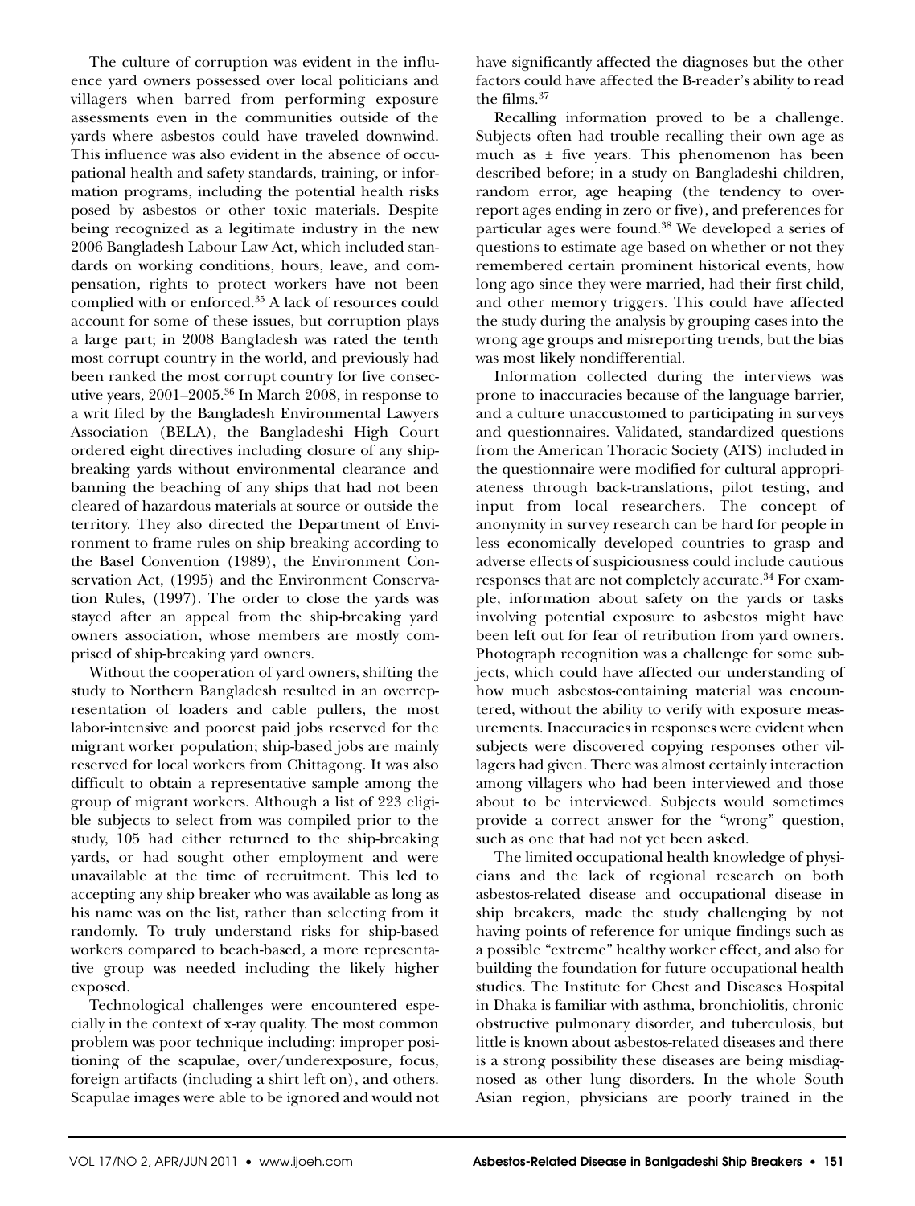The culture of corruption was evident in the influence yard owners possessed over local politicians and villagers when barred from performing exposure assessments even in the communities outside of the yards where asbestos could have traveled downwind. This influence was also evident in the absence of occupational health and safety standards, training, or information programs, including the potential health risks posed by asbestos or other toxic materials. Despite being recognized as a legitimate industry in the new 2006 Bangladesh Labour Law Act, which included standards on working conditions, hours, leave, and compensation, rights to protect workers have not been complied with or enforced.[35] A lack of resources could account for some of these issues, but corruption plays a large part; in 2008 Bangladesh was rated the tenth most corrupt country in the world, and previously had been ranked the most corrupt country for five consecutive years, 2001–2005.[36] In March 2008, in response to a writ filed by the Bangladesh Environmental Lawyers Association (BELA), the Bangladeshi High Court ordered eight directives including closure of any ship-breaking yards without environmental clearance and banning the beaching of any ships that had not been cleared of hazardous materials at source or outside the territory. They also directed the Department of Environment to frame rules on ship breaking according to the Basel Convention (1989), the Environment Conservation Act, (1995) and the Environment Conservation Rules, (1997). The order to close the yards was stayed after an appeal from the ship-breaking yard owners association, whose members are mostly comprised of ship-breaking yard owners.

Without the cooperation of yard owners, shifting the study to Northern Bangladesh resulted in an overrepresentation of loaders and cable pullers, the most labor-intensive and poorest paid jobs reserved for the migrant worker population; ship-based jobs are mainly reserved for local workers from Chittagong. It was also difficult to obtain a representative sample among the group of migrant workers. Although a list of 223 eligible subjects to select from was compiled prior to the study, 105 had either returned to the ship-breaking yards, or had sought other employment and were unavailable at the time of recruitment. This led to accepting any ship breaker who was available as long as his name was on the list, rather than selecting from it randomly. To truly understand risks for ship-based workers compared to beach-based, a more representative group was needed including the likely higher exposed.

Technological challenges were encountered especially in the context of x-ray quality. The most common problem was poor technique including: improper positioning of the scapulae, over/underexposure, focus, foreign artifacts (including a shirt left on), and others. Scapulae images were able to be ignored and would not have significantly affected the diagnoses but the other factors could have affected the B-reader's ability to read the films.[37]

Recalling information proved to be a challenge. Subjects often had trouble recalling their own age as much as ± five years. This phenomenon has been described before; in a study on Bangladeshi children, random error, age heaping (the tendency to over-report ages ending in zero or five), and preferences for particular ages were found.[38] We developed a series of questions to estimate age based on whether or not they remembered certain prominent historical events, how long ago since they were married, had their first child, and other memory triggers. This could have affected the study during the analysis by grouping cases into the wrong age groups and misreporting trends, but the bias was most likely nondifferential.

Information collected during the interviews was prone to inaccuracies because of the language barrier, and a culture unaccustomed to participating in surveys and questionnaires. Validated, standardized questions from the American Thoracic Society (ATS) included in the questionnaire were modified for cultural appropriateness through back-translations, pilot testing, and input from local researchers. The concept of anonymity in survey research can be hard for people in less economically developed countries to grasp and adverse effects of suspiciousness could include cautious responses that are not completely accurate.[34] For example, information about safety on the yards or tasks involving potential exposure to asbestos might have been left out for fear of retribution from yard owners. Photograph recognition was a challenge for some subjects, which could have affected our understanding of how much asbestos-containing material was encountered, without the ability to verify with exposure measurements. Inaccuracies in responses were evident when subjects were discovered copying responses other villagers had given. There was almost certainly interaction among villagers who had been interviewed and those about to be interviewed. Subjects would sometimes provide a correct answer for the "wrong" question, such as one that had not yet been asked.

The limited occupational health knowledge of physicians and the lack of regional research on both asbestos-related disease and occupational disease in ship breakers, made the study challenging by not having points of reference for unique findings such as a possible "extreme" healthy worker effect, and also for building the foundation for future occupational health studies. The Institute for Chest and Diseases Hospital in Dhaka is familiar with asthma, bronchiolitis, chronic obstructive pulmonary disorder, and tuberculosis, but little is known about asbestos-related diseases and there is a strong possibility these diseases are being misdiagnosed as other lung disorders. In the whole South Asian region, physicians are poorly trained in the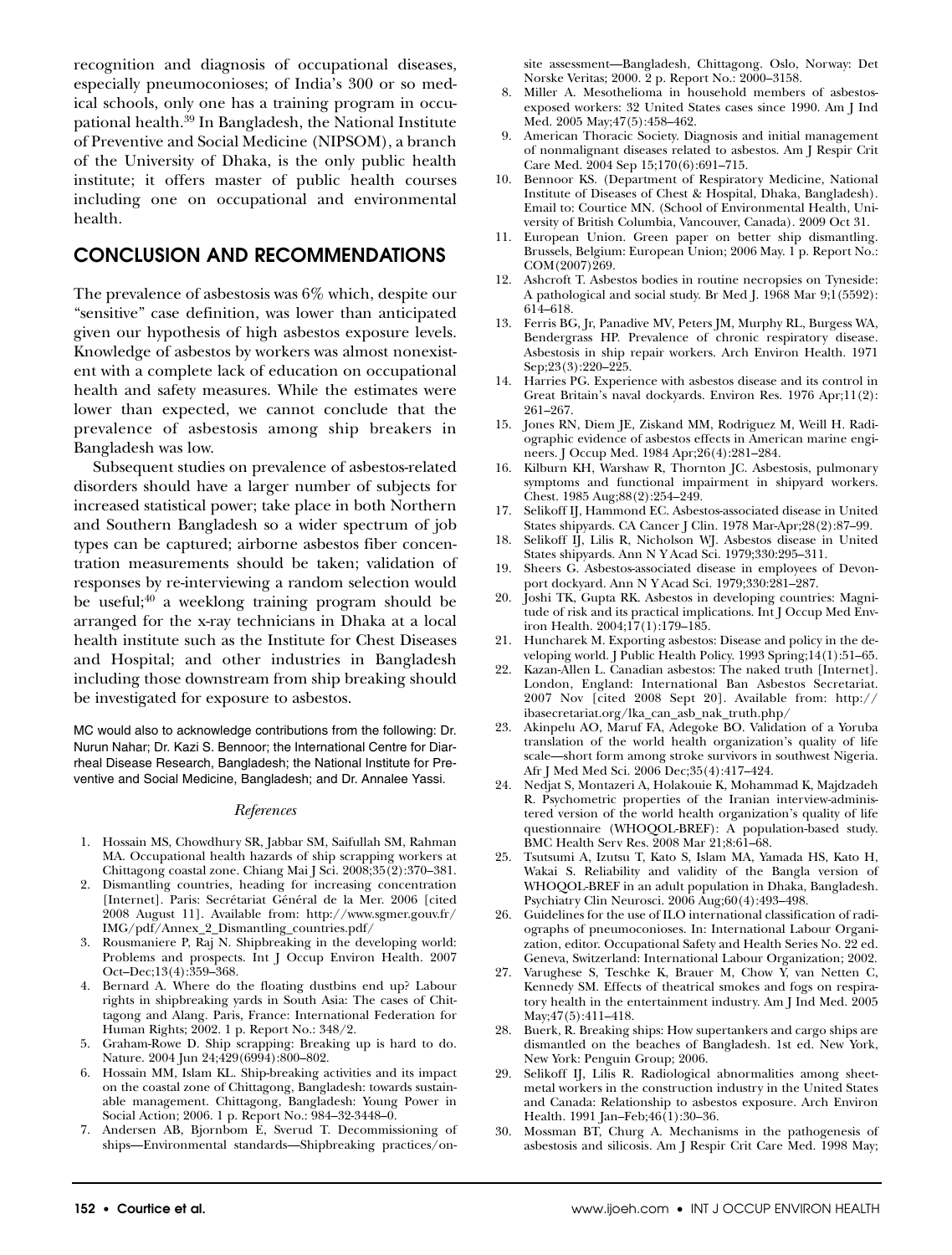recognition and diagnosis of occupational diseases, especially pneumoconioses; of India's 300 or so medical schools, only one has a training program in occupational health.[39] In Bangladesh, the National Institute of Preventive and Social Medicine (NIPSOM), a branch of the University of Dhaka, is the only public health institute; it offers master of public health courses including one on occupational and environmental health.

## CONCLUSION AND RECOMMENDATIONS

The prevalence of asbestosis was 6% which, despite our "sensitive" case definition, was lower than anticipated given our hypothesis of high asbestos exposure levels. Knowledge of asbestos by workers was almost nonexistent with a complete lack of education on occupational health and safety measures. While the estimates were lower than expected, we cannot conclude that the prevalence of asbestosis among ship breakers in Bangladesh was low.

Subsequent studies on prevalence of asbestos-related disorders should have a larger number of subjects for increased statistical power; take place in both Northern and Southern Bangladesh so a wider spectrum of job types can be captured; airborne asbestos fiber concentration measurements should be taken; validation of responses by re-interviewing a random selection would be useful;[40] a weeklong training program should be arranged for the x-ray technicians in Dhaka at a local health institute such as the Institute for Chest Diseases and Hospital; and other industries in Bangladesh including those downstream from ship breaking should be investigated for exposure to asbestos.

MC would also to acknowledge contributions from the following: Dr. Nurun Nahar; Dr. Kazi S. Bennoor; the International Centre for Diarrheal Disease Research, Bangladesh; the National Institute for Preventive and Social Medicine, Bangladesh; and Dr. Annalee Yassi.

### *References*

1. Hossain MS, Chowdhury SR, Jabbar SM, Saifullah SM, Rahman MA. Occupational health hazards of ship scrapping workers at Chittagong coastal zone. Chiang Mai J Sci. 2008;35(2):370–381.
2. Dismantling countries, heading for increasing concentration [Internet]. Paris: Secrétariat Général de la Mer. 2006 [cited 2008 August 11]. Available from: http://www.sgmer.gouv.fr/IMG/pdf/Annex_2_Dismantling_countries.pdf/
3. Rousmaniere P, Raj N. Shipbreaking in the developing world: Problems and prospects. Int J Occup Environ Health. 2007 Oct–Dec;13(4):359–368.
4. Bernard A. Where do the floating dustbins end up? Labour rights in shipbreaking yards in South Asia: The cases of Chittagong and Alang. Paris, France: International Federation for Human Rights; 2002. 1 p. Report No.: 348/2.
5. Graham-Rowe D. Ship scrapping: Breaking up is hard to do. Nature. 2004 Jun 24;429(6994):800–802.
6. Hossain MM, Islam KL. Ship-breaking activities and its impact on the coastal zone of Chittagong, Bangladesh: towards sustainable management. Chittagong, Bangladesh: Young Power in Social Action; 2006. 1 p. Report No.: 984–32-3448–0.
7. Andersen AB, Bjornbom E, Sverud T. Decommissioning of ships—Environmental standards—Shipbreaking practices/on-site assessment—Bangladesh, Chittagong. Oslo, Norway: Det Norske Veritas; 2000. 2 p. Report No.: 2000–3158.
8. Miller A. Mesothelioma in household members of asbestos-exposed workers: 32 United States cases since 1990. Am J Ind Med. 2005 May;47(5):458–462.
9. American Thoracic Society. Diagnosis and initial management of nonmalignant diseases related to asbestos. Am J Respir Crit Care Med. 2004 Sep 15;170(6):691–715.
10. Bennoor KS. (Department of Respiratory Medicine, National Institute of Diseases of Chest & Hospital, Dhaka, Bangladesh). Email to: Courtice MN. (School of Environmental Health, University of British Columbia, Vancouver, Canada). 2009 Oct 31.
11. European Union. Green paper on better ship dismantling. Brussels, Belgium: European Union; 2006 May. 1 p. Report No.: COM(2007)269.
12. Ashcroft T. Asbestos bodies in routine necropsies on Tyneside: A pathological and social study. Br Med J. 1968 Mar 9;1(5592):614–618.
13. Ferris BG, Jr, Panadive MV, Peters JM, Murphy RL, Burgess WA, Bendergrass HP. Prevalence of chronic respiratory disease. Asbestosis in ship repair workers. Arch Environ Health. 1971 Sep;23(3):220–225.
14. Harries PG. Experience with asbestos disease and its control in Great Britain's naval dockyards. Environ Res. 1976 Apr;11(2):261–267.
15. Jones RN, Diem JE, Ziskand MM, Rodriguez M, Weill H. Radiographic evidence of asbestos effects in American marine engineers. J Occup Med. 1984 Apr;26(4):281–284.
16. Kilburn KH, Warshaw R, Thornton JC. Asbestosis, pulmonary symptoms and functional impairment in shipyard workers. Chest. 1985 Aug;88(2):254–249.
17. Selikoff IJ, Hammond EC. Asbestos-associated disease in United States shipyards. CA Cancer J Clin. 1978 Mar-Apr;28(2):87–99.
18. Selikoff IJ, Lilis R, Nicholson WJ. Asbestos disease in United States shipyards. Ann N Y Acad Sci. 1979;330:295–311.
19. Sheers G. Asbestos-associated disease in employees of Devonport dockyard. Ann N Y Acad Sci. 1979;330:281–287.
20. Joshi TK, Gupta RK. Asbestos in developing countries: Magnitude of risk and its practical implications. Int J Occup Med Environ Health. 2004;17(1):179–185.
21. Huncharek M. Exporting asbestos: Disease and policy in the developing world. J Public Health Policy. 1993 Spring;14(1):51–65.
22. Kazan-Allen L. Canadian asbestos: The naked truth [Internet]. London, England: International Ban Asbestos Secretariat. 2007 Nov [cited 2008 Sept 20]. Available from: http://ibasecretariat.org/lka_can_asb_nak_truth.php/
23. Akinpelu AO, Maruf FA, Adegoke BO. Validation of a Yoruba translation of the world health organization's quality of life scale—short form among stroke survivors in southwest Nigeria. Afr J Med Med Sci. 2006 Dec;35(4):417–424.
24. Nedjat S, Montazeri A, Holakouie K, Mohammad K, Majdzadeh R. Psychometric properties of the Iranian interview-administered version of the world health organization's quality of life questionnaire (WHOQOL-BREF): A population-based study. BMC Health Serv Res. 2008 Mar 21;8:61–68.
25. Tsutsumi A, Izutsu T, Kato S, Islam MA, Yamada HS, Kato H, Wakai S. Reliability and validity of the Bangla version of WHOQOL-BREF in an adult population in Dhaka, Bangladesh. Psychiatry Clin Neurosci. 2006 Aug;60(4):493–498.
26. Guidelines for the use of ILO international classification of radiographs of pneumoconioses. In: International Labour Organization, editor. Occupational Safety and Health Series No. 22 ed. Geneva, Switzerland: International Labour Organization; 2002.
27. Varughese S, Teschke K, Brauer M, Chow Y, van Netten C, Kennedy SM. Effects of theatrical smokes and fogs on respiratory health in the entertainment industry. Am J Ind Med. 2005 May;47(5):411–418.
28. Buerk, R. Breaking ships: How supertankers and cargo ships are dismantled on the beaches of Bangladesh. 1st ed. New York, New York: Penguin Group; 2006.
29. Selikoff IJ, Lilis R. Radiological abnormalities among sheet-metal workers in the construction industry in the United States and Canada: Relationship to asbestos exposure. Arch Environ Health. 1991 Jan–Feb;46(1):30–36.
30. Mossman BT, Churg A. Mechanisms in the pathogenesis of asbestosis and silicosis. Am J Respir Crit Care Med. 1998 May;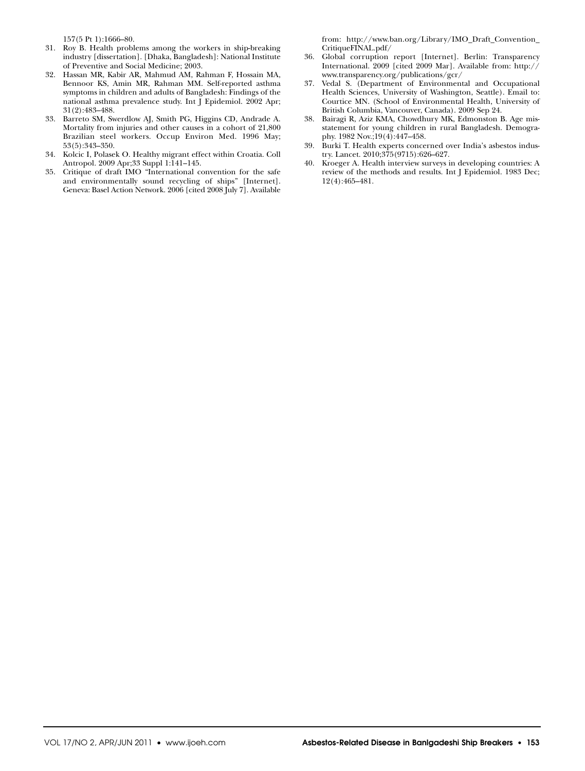157(5 Pt 1):1666–80.

31. Roy B. Health problems among the workers in ship-breaking industry [dissertation]. [Dhaka, Bangladesh]: National Institute of Preventive and Social Medicine; 2003.
32. Hassan MR, Kabir AR, Mahmud AM, Rahman F, Hossain MA, Bennoor KS, Amin MR, Rahman MM. Self-reported asthma symptoms in children and adults of Bangladesh: Findings of the national asthma prevalence study. Int J Epidemiol. 2002 Apr; 31(2):483–488.
33. Barreto SM, Swerdlow AJ, Smith PG, Higgins CD, Andrade A. Mortality from injuries and other causes in a cohort of 21,800 Brazilian steel workers. Occup Environ Med. 1996 May; 53(5):343–350.
34. Kolcic I, Polasek O. Healthy migrant effect within Croatia. Coll Antropol. 2009 Apr;33 Suppl 1:141–145.
35. Critique of draft IMO "International convention for the safe and environmentally sound recycling of ships" [Internet]. Geneva: Basel Action Network. 2006 [cited 2008 July 7]. Available from: http://www.ban.org/Library/IMO_Draft_Convention_CritiqueFINAL.pdf/
36. Global corruption report [Internet]. Berlin: Transparency International. 2009 [cited 2009 Mar]. Available from: http://www.transparency.org/publications/gcr/
37. Vedal S. (Department of Environmental and Occupational Health Sciences, University of Washington, Seattle). Email to: Courtice MN. (School of Environmental Health, University of British Columbia, Vancouver, Canada). 2009 Sep 24.
38. Bairagi R, Aziz KMA, Chowdhury MK, Edmonston B. Age misstatement for young children in rural Bangladesh. Demography. 1982 Nov.;19(4):447–458.
39. Burki T. Health experts concerned over India's asbestos industry. Lancet. 2010;375(9715):626–627.
40. Kroeger A. Health interview surveys in developing countries: A review of the methods and results. Int J Epidemiol. 1983 Dec; 12(4):465–481.